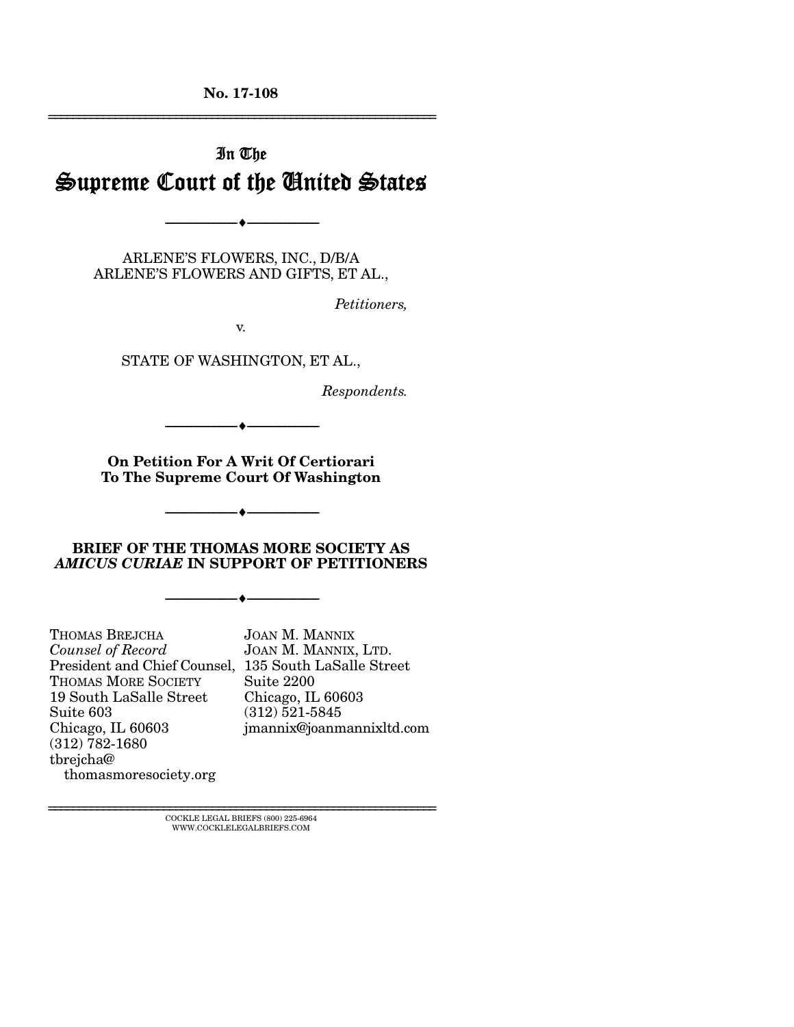**No. 17-108**

---

# In The
# Supreme Court of the United States

---

ARLENE'S FLOWERS, INC., D/B/A
ARLENE'S FLOWERS AND GIFTS, ET AL.,

*Petitioners,*

v.

STATE OF WASHINGTON, ET AL.,

*Respondents.*

---

**On Petition For A Writ Of Certiorari
To The Supreme Court Of Washington**

---

**BRIEF OF THE THOMAS MORE SOCIETY AS *AMICUS CURIAE* IN SUPPORT OF PETITIONERS**

---

THOMAS BREJCHA
*Counsel of Record*
President and Chief Counsel,
THOMAS MORE SOCIETY
19 South LaSalle Street
Suite 603
Chicago, IL 60603
(312) 782-1680
tbrejcha@thomasmoresociety.org

JOAN M. MANNIX
JOAN M. MANNIX, LTD.
135 South LaSalle Street
Suite 2200
Chicago, IL 60603
(312) 521-5845
jmannix@joanmannixltd.com

---

COCKLE LEGAL BRIEFS (800) 225-6964
WWW.COCKLELEGALBRIEFS.COM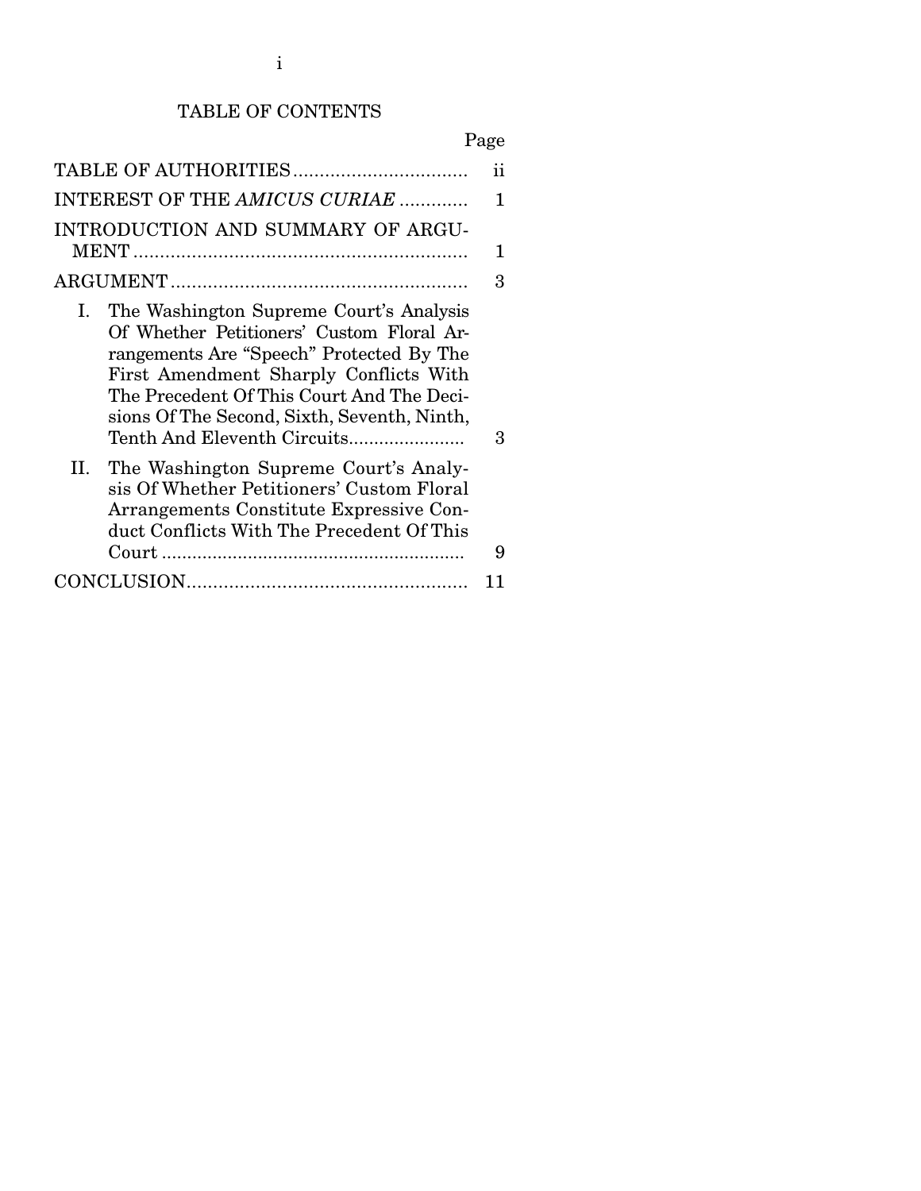# TABLE OF CONTENTS

| | Page |
|---|---|
| TABLE OF AUTHORITIES | ii |
| INTEREST OF THE *AMICUS CURIAE* | 1 |
| INTRODUCTION AND SUMMARY OF ARGUMENT | 1 |
| ARGUMENT | 3 |
| I. The Washington Supreme Court's Analysis Of Whether Petitioners' Custom Floral Arrangements Are "Speech" Protected By The First Amendment Sharply Conflicts With The Precedent Of This Court And The Decisions Of The Second, Sixth, Seventh, Ninth, Tenth And Eleventh Circuits | 3 |
| II. The Washington Supreme Court's Analysis Of Whether Petitioners' Custom Floral Arrangements Constitute Expressive Conduct Conflicts With The Precedent Of This Court | 9 |
| CONCLUSION | 11 |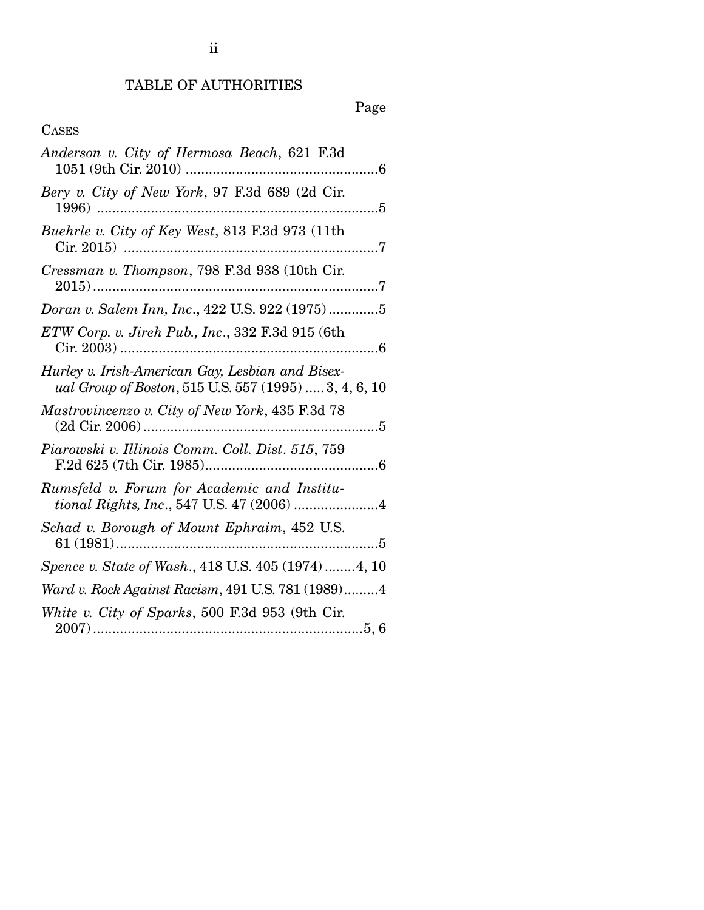# TABLE OF AUTHORITIES

Page

CASES

*Anderson v. City of Hermosa Beach*, 621 F.3d 1051 (9th Cir. 2010) .................................................6

*Bery v. City of New York*, 97 F.3d 689 (2d Cir. 1996) .........................................................................5

*Buehrle v. City of Key West*, 813 F.3d 973 (11th Cir. 2015) .................................................................7

*Cressman v. Thompson*, 798 F.3d 938 (10th Cir. 2015).........................................................................7

*Doran v. Salem Inn, Inc.*, 422 U.S. 922 (1975).............5

*ETW Corp. v. Jireh Pub., Inc.*, 332 F.3d 915 (6th Cir. 2003)..................................................................6

*Hurley v. Irish-American Gay, Lesbian and Bisexual Group of Boston*, 515 U.S. 557 (1995) ..... 3, 4, 6, 10

*Mastrovincenzo v. City of New York*, 435 F.3d 78 (2d Cir. 2006)............................................................5

*Piarowski v. Illinois Comm. Coll. Dist. 515*, 759 F.2d 625 (7th Cir. 1985)............................................6

*Rumsfeld v. Forum for Academic and Institutional Rights, Inc.*, 547 U.S. 47 (2006) ......................4

*Schad v. Borough of Mount Ephraim*, 452 U.S. 61 (1981)...................................................................5

*Spence v. State of Wash.*, 418 U.S. 405 (1974)........4, 10

*Ward v. Rock Against Racism*, 491 U.S. 781 (1989).........4

*White v. City of Sparks*, 500 F.3d 953 (9th Cir. 2007).....................................................................5, 6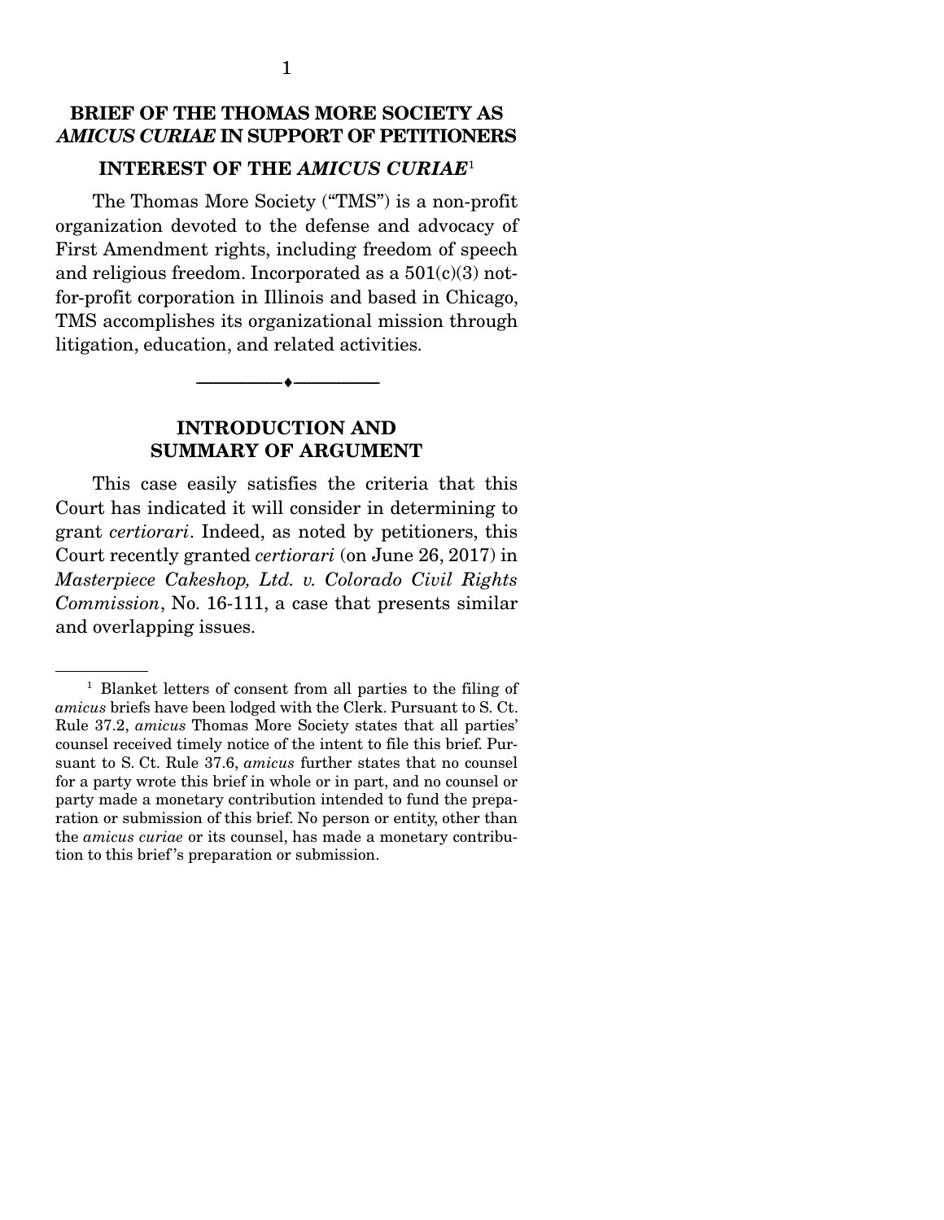## BRIEF OF THE THOMAS MORE SOCIETY AS *AMICUS CURIAE* IN SUPPORT OF PETITIONERS

### INTEREST OF THE *AMICUS CURIAE*[1]

The Thomas More Society ("TMS") is a non-profit organization devoted to the defense and advocacy of First Amendment rights, including freedom of speech and religious freedom. Incorporated as a 501(c)(3) not-for-profit corporation in Illinois and based in Chicago, TMS accomplishes its organizational mission through litigation, education, and related activities.

---

### INTRODUCTION AND SUMMARY OF ARGUMENT

This case easily satisfies the criteria that this Court has indicated it will consider in determining to grant *certiorari*. Indeed, as noted by petitioners, this Court recently granted *certiorari* (on June 26, 2017) in *Masterpiece Cakeshop, Ltd. v. Colorado Civil Rights Commission*, No. 16-111, a case that presents similar and overlapping issues.

---

[1] Blanket letters of consent from all parties to the filing of *amicus* briefs have been lodged with the Clerk. Pursuant to S. Ct. Rule 37.2, *amicus* Thomas More Society states that all parties' counsel received timely notice of the intent to file this brief. Pursuant to S. Ct. Rule 37.6, *amicus* further states that no counsel for a party wrote this brief in whole or in part, and no counsel or party made a monetary contribution intended to fund the preparation or submission of this brief. No person or entity, other than the *amicus curiae* or its counsel, has made a monetary contribution to this brief's preparation or submission.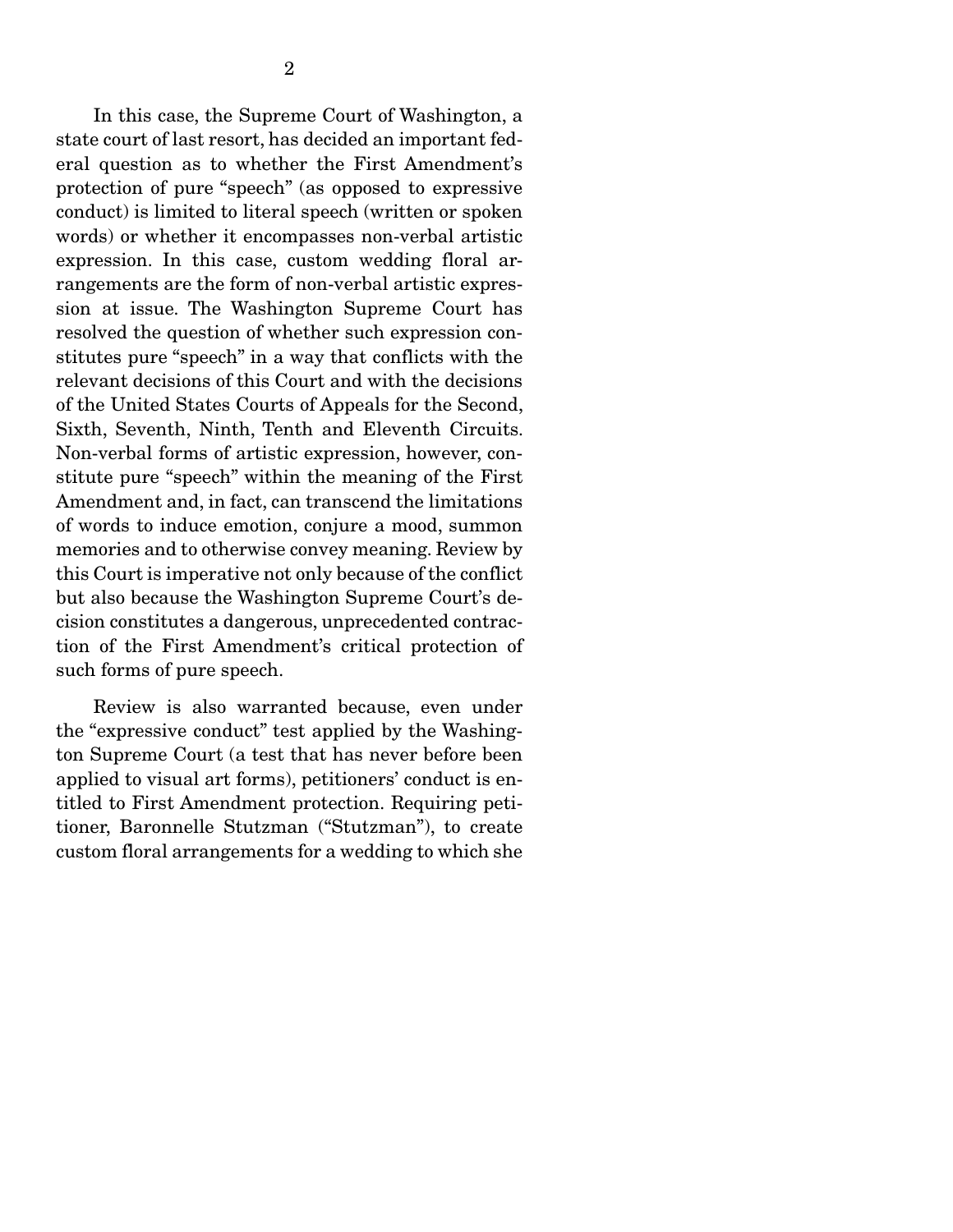In this case, the Supreme Court of Washington, a state court of last resort, has decided an important federal question as to whether the First Amendment's protection of pure "speech" (as opposed to expressive conduct) is limited to literal speech (written or spoken words) or whether it encompasses non-verbal artistic expression. In this case, custom wedding floral arrangements are the form of non-verbal artistic expression at issue. The Washington Supreme Court has resolved the question of whether such expression constitutes pure "speech" in a way that conflicts with the relevant decisions of this Court and with the decisions of the United States Courts of Appeals for the Second, Sixth, Seventh, Ninth, Tenth and Eleventh Circuits. Non-verbal forms of artistic expression, however, constitute pure "speech" within the meaning of the First Amendment and, in fact, can transcend the limitations of words to induce emotion, conjure a mood, summon memories and to otherwise convey meaning. Review by this Court is imperative not only because of the conflict but also because the Washington Supreme Court's decision constitutes a dangerous, unprecedented contraction of the First Amendment's critical protection of such forms of pure speech.

Review is also warranted because, even under the "expressive conduct" test applied by the Washington Supreme Court (a test that has never before been applied to visual art forms), petitioners' conduct is entitled to First Amendment protection. Requiring petitioner, Baronnelle Stutzman ("Stutzman"), to create custom floral arrangements for a wedding to which she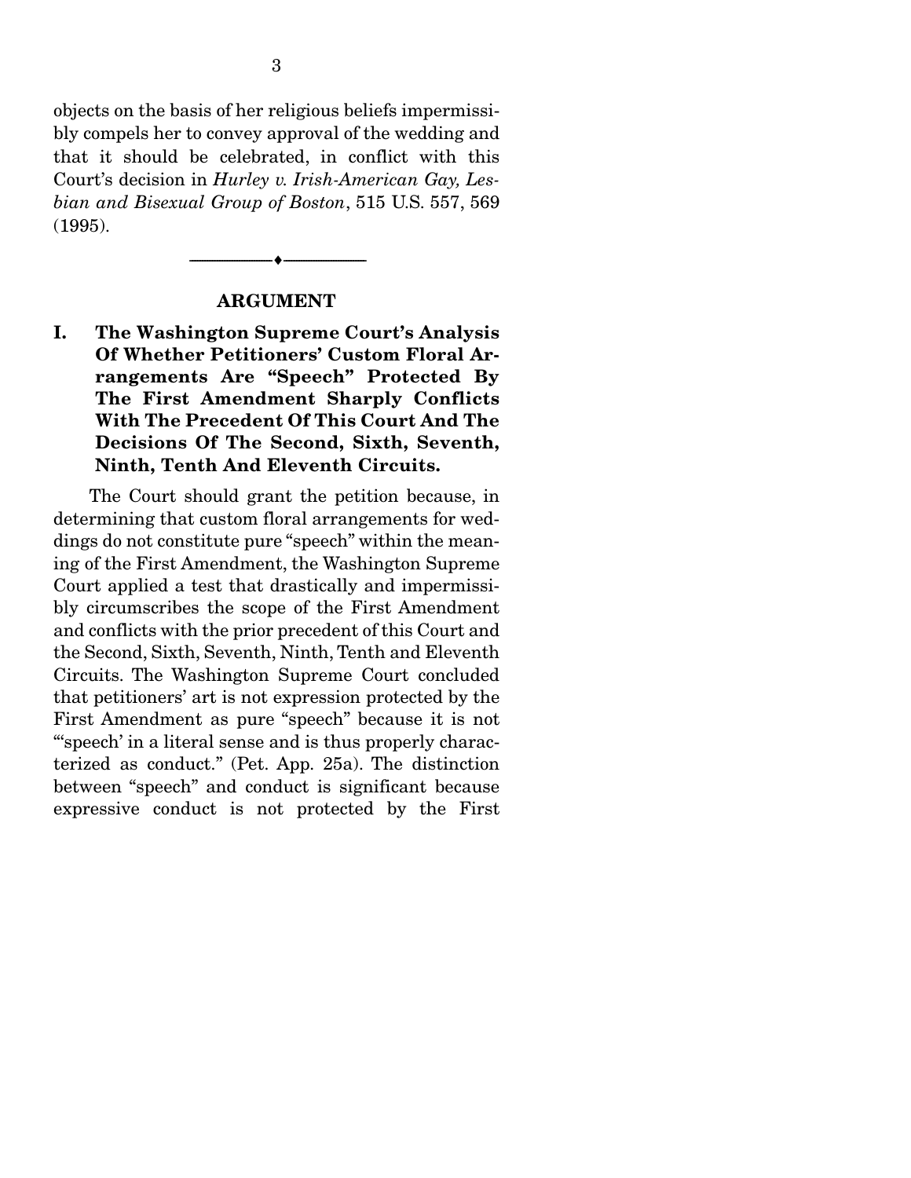objects on the basis of her religious beliefs impermissibly compels her to convey approval of the wedding and that it should be celebrated, in conflict with this Court's decision in *Hurley v. Irish-American Gay, Lesbian and Bisexual Group of Boston*, 515 U.S. 557, 569 (1995).

---

## ARGUMENT

### I. The Washington Supreme Court's Analysis Of Whether Petitioners' Custom Floral Arrangements Are "Speech" Protected By The First Amendment Sharply Conflicts With The Precedent Of This Court And The Decisions Of The Second, Sixth, Seventh, Ninth, Tenth And Eleventh Circuits.

The Court should grant the petition because, in determining that custom floral arrangements for weddings do not constitute pure "speech" within the meaning of the First Amendment, the Washington Supreme Court applied a test that drastically and impermissibly circumscribes the scope of the First Amendment and conflicts with the prior precedent of this Court and the Second, Sixth, Seventh, Ninth, Tenth and Eleventh Circuits. The Washington Supreme Court concluded that petitioners' art is not expression protected by the First Amendment as pure "speech" because it is not "'speech' in a literal sense and is thus properly characterized as conduct." (Pet. App. 25a). The distinction between "speech" and conduct is significant because expressive conduct is not protected by the First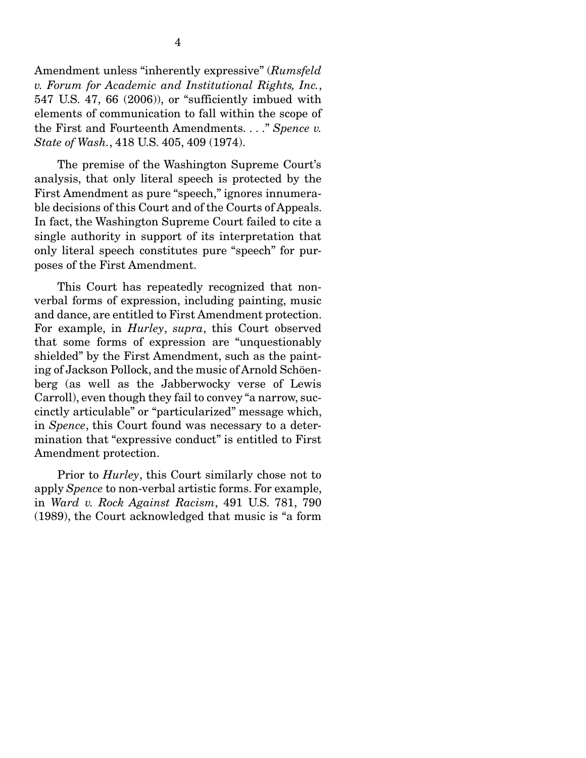Amendment unless "inherently expressive" (*Rumsfeld v. Forum for Academic and Institutional Rights, Inc.*, 547 U.S. 47, 66 (2006)), or "sufficiently imbued with elements of communication to fall within the scope of the First and Fourteenth Amendments. . . ." *Spence v. State of Wash.*, 418 U.S. 405, 409 (1974).

The premise of the Washington Supreme Court's analysis, that only literal speech is protected by the First Amendment as pure "speech," ignores innumerable decisions of this Court and of the Courts of Appeals. In fact, the Washington Supreme Court failed to cite a single authority in support of its interpretation that only literal speech constitutes pure "speech" for purposes of the First Amendment.

This Court has repeatedly recognized that nonverbal forms of expression, including painting, music and dance, are entitled to First Amendment protection. For example, in *Hurley*, *supra*, this Court observed that some forms of expression are "unquestionably shielded" by the First Amendment, such as the painting of Jackson Pollock, and the music of Arnold Schöenberg (as well as the Jabberwocky verse of Lewis Carroll), even though they fail to convey "a narrow, succinctly articulable" or "particularized" message which, in *Spence*, this Court found was necessary to a determination that "expressive conduct" is entitled to First Amendment protection.

Prior to *Hurley*, this Court similarly chose not to apply *Spence* to non-verbal artistic forms. For example, in *Ward v. Rock Against Racism*, 491 U.S. 781, 790 (1989), the Court acknowledged that music is "a form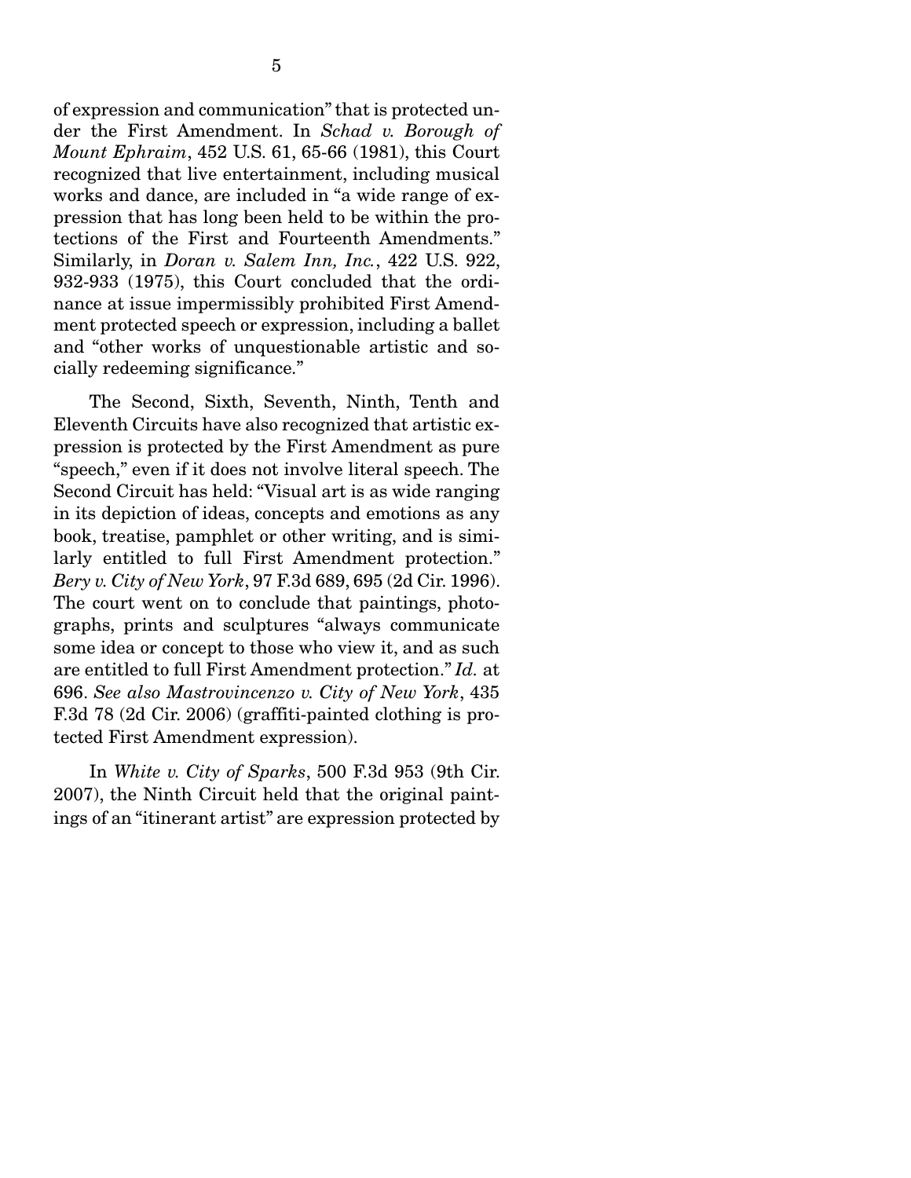of expression and communication" that is protected under the First Amendment. In *Schad v. Borough of Mount Ephraim*, 452 U.S. 61, 65-66 (1981), this Court recognized that live entertainment, including musical works and dance, are included in "a wide range of expression that has long been held to be within the protections of the First and Fourteenth Amendments." Similarly, in *Doran v. Salem Inn, Inc.*, 422 U.S. 922, 932-933 (1975), this Court concluded that the ordinance at issue impermissibly prohibited First Amendment protected speech or expression, including a ballet and "other works of unquestionable artistic and socially redeeming significance."

The Second, Sixth, Seventh, Ninth, Tenth and Eleventh Circuits have also recognized that artistic expression is protected by the First Amendment as pure "speech," even if it does not involve literal speech. The Second Circuit has held: "Visual art is as wide ranging in its depiction of ideas, concepts and emotions as any book, treatise, pamphlet or other writing, and is similarly entitled to full First Amendment protection." *Bery v. City of New York*, 97 F.3d 689, 695 (2d Cir. 1996). The court went on to conclude that paintings, photographs, prints and sculptures "always communicate some idea or concept to those who view it, and as such are entitled to full First Amendment protection." *Id.* at 696. *See also Mastrovincenzo v. City of New York*, 435 F.3d 78 (2d Cir. 2006) (graffiti-painted clothing is protected First Amendment expression).

In *White v. City of Sparks*, 500 F.3d 953 (9th Cir. 2007), the Ninth Circuit held that the original paintings of an "itinerant artist" are expression protected by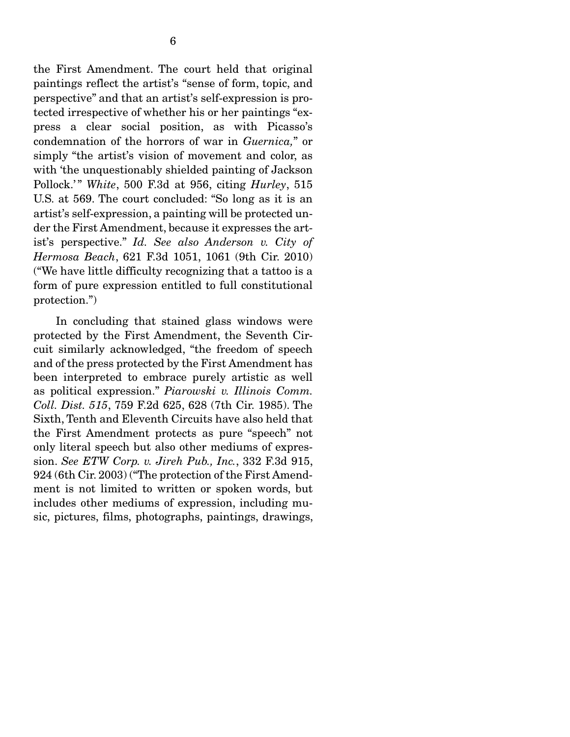the First Amendment. The court held that original paintings reflect the artist's "sense of form, topic, and perspective" and that an artist's self-expression is protected irrespective of whether his or her paintings "express a clear social position, as with Picasso's condemnation of the horrors of war in *Guernica,*" or simply "the artist's vision of movement and color, as with 'the unquestionably shielded painting of Jackson Pollock.'" *White*, 500 F.3d at 956, citing *Hurley*, 515 U.S. at 569. The court concluded: "So long as it is an artist's self-expression, a painting will be protected under the First Amendment, because it expresses the artist's perspective." *Id. See also Anderson v. City of Hermosa Beach*, 621 F.3d 1051, 1061 (9th Cir. 2010) ("We have little difficulty recognizing that a tattoo is a form of pure expression entitled to full constitutional protection.")

In concluding that stained glass windows were protected by the First Amendment, the Seventh Circuit similarly acknowledged, "the freedom of speech and of the press protected by the First Amendment has been interpreted to embrace purely artistic as well as political expression." *Piarowski v. Illinois Comm. Coll. Dist. 515*, 759 F.2d 625, 628 (7th Cir. 1985). The Sixth, Tenth and Eleventh Circuits have also held that the First Amendment protects as pure "speech" not only literal speech but also other mediums of expression. *See ETW Corp. v. Jireh Pub., Inc.*, 332 F.3d 915, 924 (6th Cir. 2003) ("The protection of the First Amendment is not limited to written or spoken words, but includes other mediums of expression, including music, pictures, films, photographs, paintings, drawings,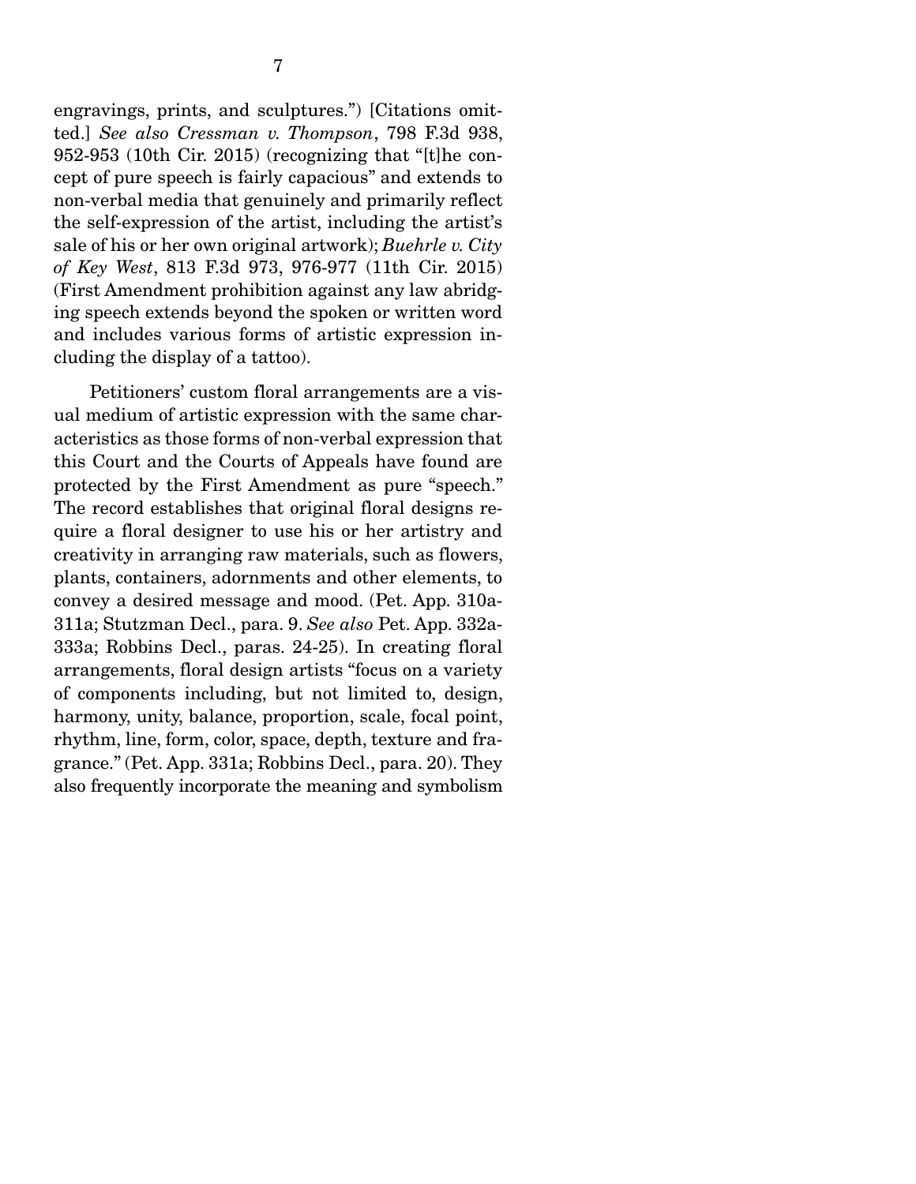engravings, prints, and sculptures.") [Citations omitted.] *See also Cressman v. Thompson*, 798 F.3d 938, 952-953 (10th Cir. 2015) (recognizing that "[t]he concept of pure speech is fairly capacious" and extends to non-verbal media that genuinely and primarily reflect the self-expression of the artist, including the artist's sale of his or her own original artwork); *Buehrle v. City of Key West*, 813 F.3d 973, 976-977 (11th Cir. 2015) (First Amendment prohibition against any law abridging speech extends beyond the spoken or written word and includes various forms of artistic expression including the display of a tattoo).

Petitioners' custom floral arrangements are a visual medium of artistic expression with the same characteristics as those forms of non-verbal expression that this Court and the Courts of Appeals have found are protected by the First Amendment as pure "speech." The record establishes that original floral designs require a floral designer to use his or her artistry and creativity in arranging raw materials, such as flowers, plants, containers, adornments and other elements, to convey a desired message and mood. (Pet. App. 310a-311a; Stutzman Decl., para. 9. *See also* Pet. App. 332a-333a; Robbins Decl., paras. 24-25). In creating floral arrangements, floral design artists "focus on a variety of components including, but not limited to, design, harmony, unity, balance, proportion, scale, focal point, rhythm, line, form, color, space, depth, texture and fragrance." (Pet. App. 331a; Robbins Decl., para. 20). They also frequently incorporate the meaning and symbolism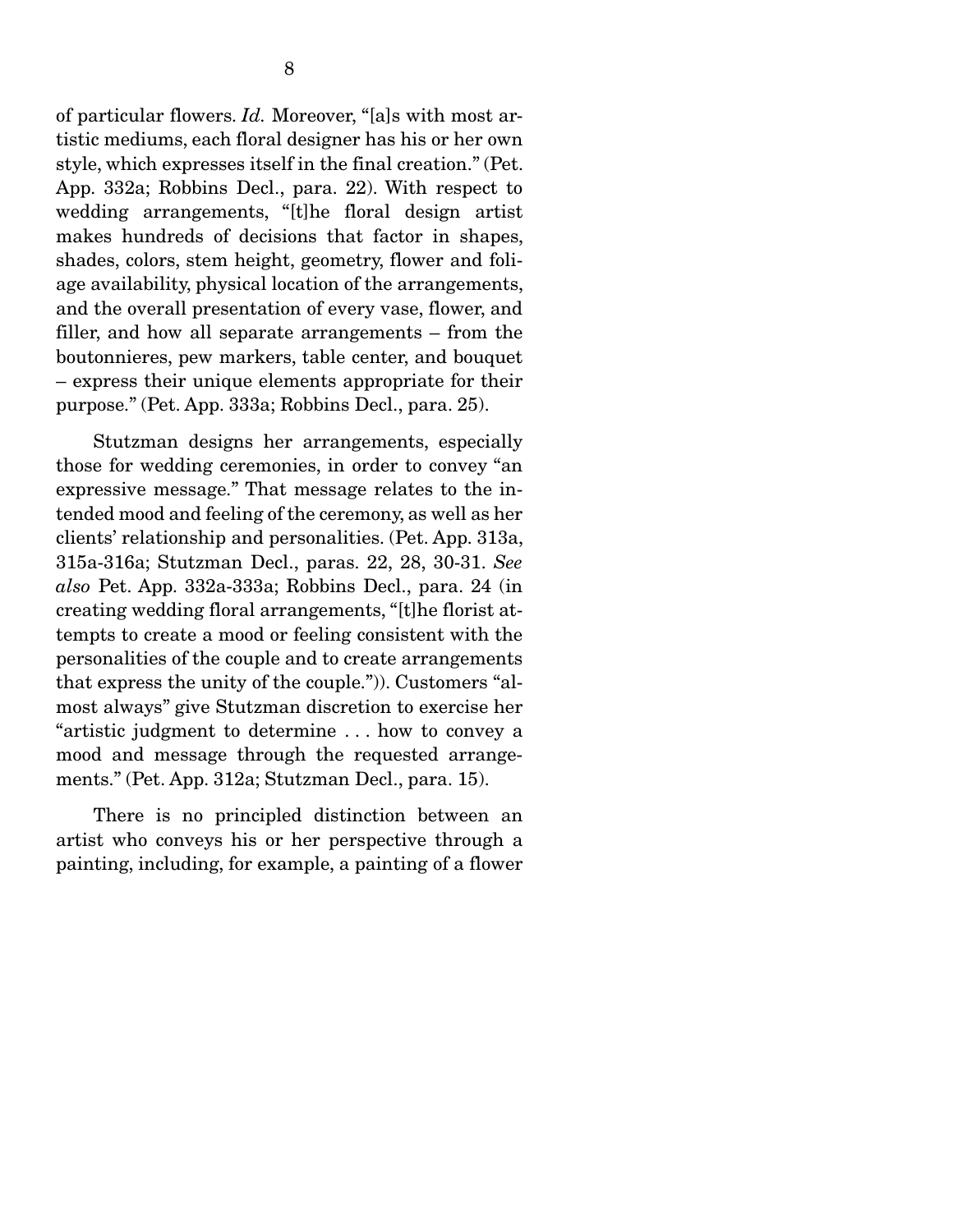of particular flowers. *Id.* Moreover, "[a]s with most artistic mediums, each floral designer has his or her own style, which expresses itself in the final creation." (Pet. App. 332a; Robbins Decl., para. 22). With respect to wedding arrangements, "[t]he floral design artist makes hundreds of decisions that factor in shapes, shades, colors, stem height, geometry, flower and foliage availability, physical location of the arrangements, and the overall presentation of every vase, flower, and filler, and how all separate arrangements – from the boutonnieres, pew markers, table center, and bouquet – express their unique elements appropriate for their purpose." (Pet. App. 333a; Robbins Decl., para. 25).

Stutzman designs her arrangements, especially those for wedding ceremonies, in order to convey "an expressive message." That message relates to the intended mood and feeling of the ceremony, as well as her clients' relationship and personalities. (Pet. App. 313a, 315a-316a; Stutzman Decl., paras. 22, 28, 30-31. *See also* Pet. App. 332a-333a; Robbins Decl., para. 24 (in creating wedding floral arrangements, "[t]he florist attempts to create a mood or feeling consistent with the personalities of the couple and to create arrangements that express the unity of the couple.")). Customers "almost always" give Stutzman discretion to exercise her "artistic judgment to determine . . . how to convey a mood and message through the requested arrangements." (Pet. App. 312a; Stutzman Decl., para. 15).

There is no principled distinction between an artist who conveys his or her perspective through a painting, including, for example, a painting of a flower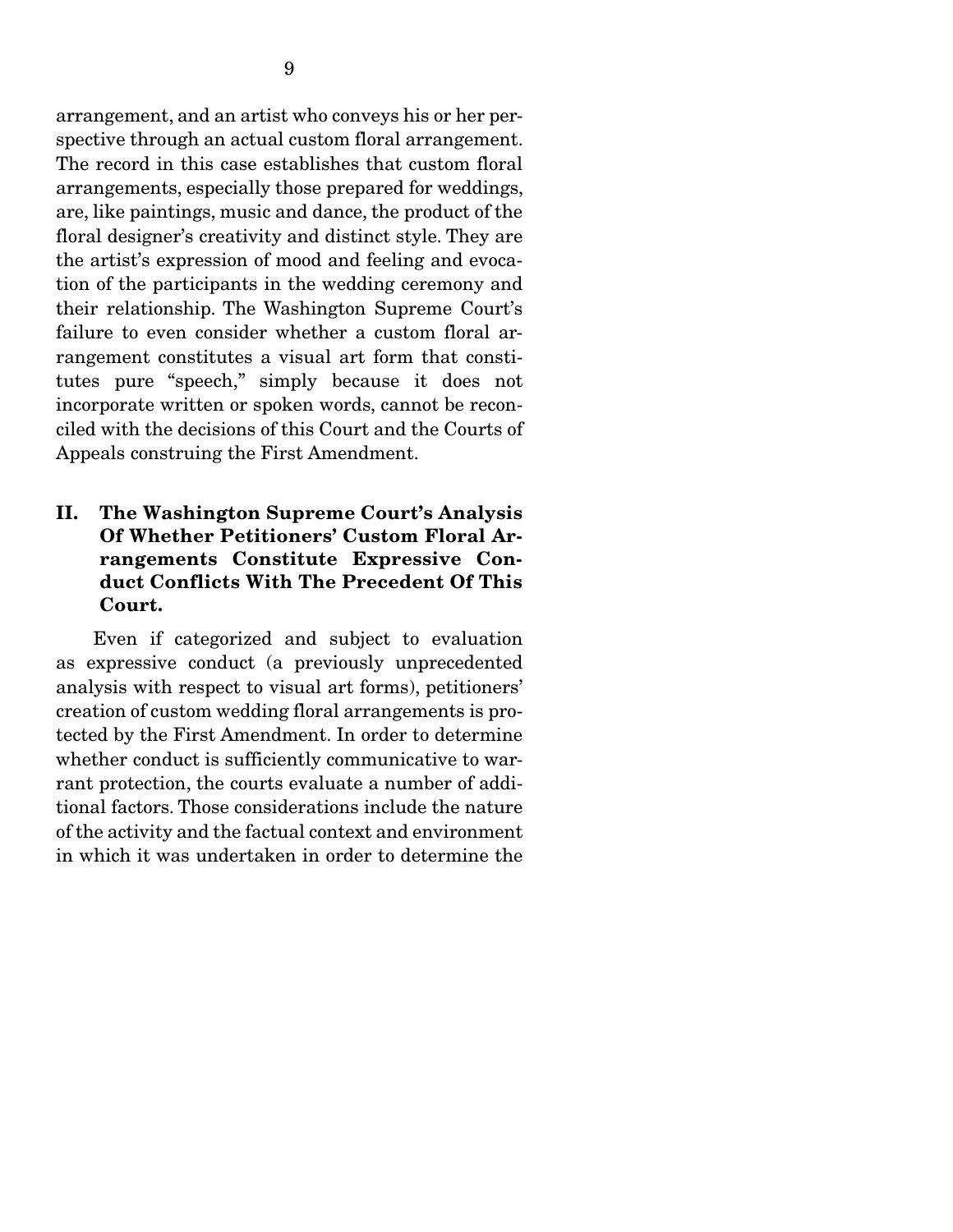arrangement, and an artist who conveys his or her perspective through an actual custom floral arrangement. The record in this case establishes that custom floral arrangements, especially those prepared for weddings, are, like paintings, music and dance, the product of the floral designer's creativity and distinct style. They are the artist's expression of mood and feeling and evocation of the participants in the wedding ceremony and their relationship. The Washington Supreme Court's failure to even consider whether a custom floral arrangement constitutes a visual art form that constitutes pure "speech," simply because it does not incorporate written or spoken words, cannot be reconciled with the decisions of this Court and the Courts of Appeals construing the First Amendment.

## II. The Washington Supreme Court's Analysis Of Whether Petitioners' Custom Floral Arrangements Constitute Expressive Conduct Conflicts With The Precedent Of This Court.

Even if categorized and subject to evaluation as expressive conduct (a previously unprecedented analysis with respect to visual art forms), petitioners' creation of custom wedding floral arrangements is protected by the First Amendment. In order to determine whether conduct is sufficiently communicative to warrant protection, the courts evaluate a number of additional factors. Those considerations include the nature of the activity and the factual context and environment in which it was undertaken in order to determine the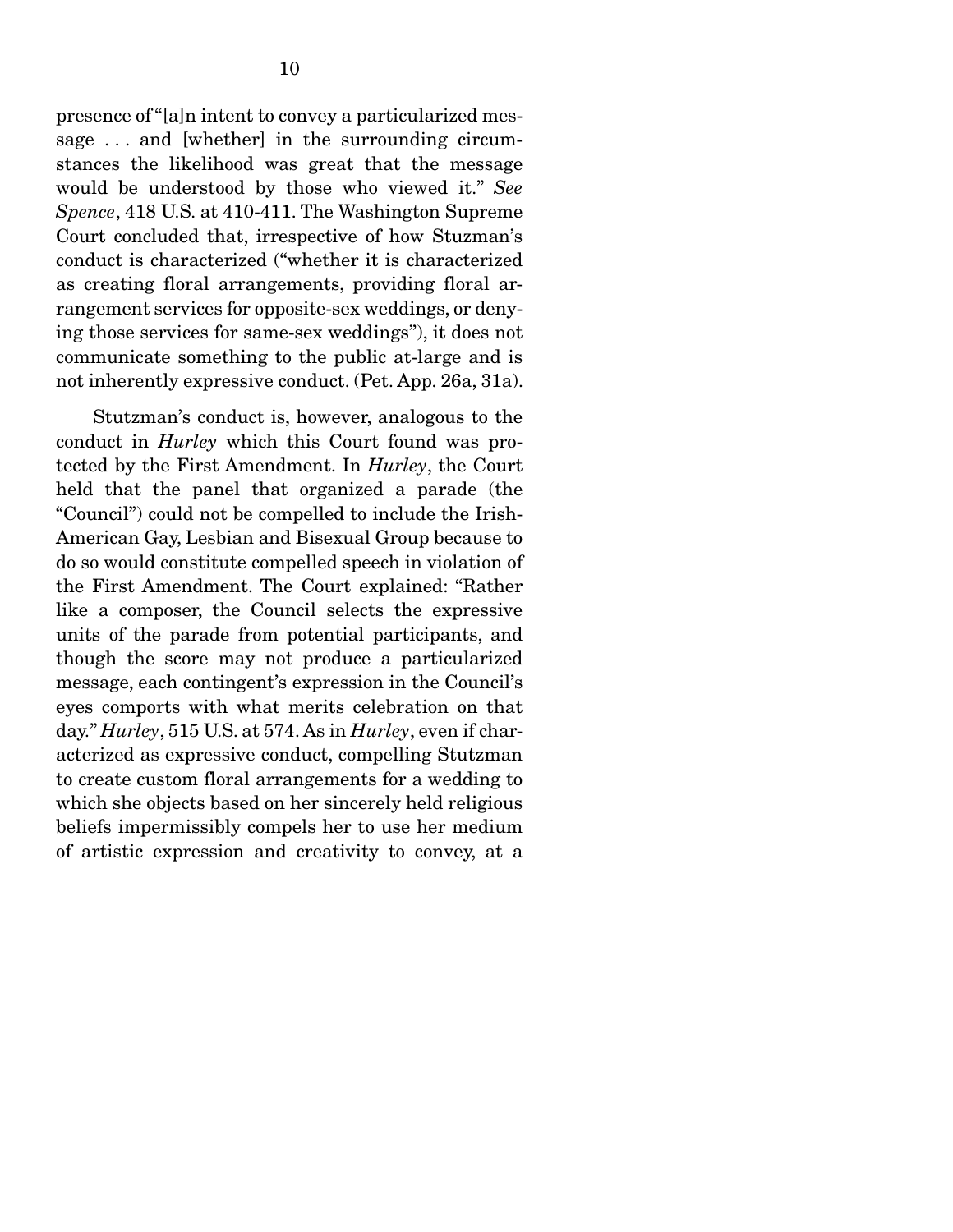presence of "[a]n intent to convey a particularized message . . . and [whether] in the surrounding circumstances the likelihood was great that the message would be understood by those who viewed it." *See Spence*, 418 U.S. at 410-411. The Washington Supreme Court concluded that, irrespective of how Stuzman's conduct is characterized ("whether it is characterized as creating floral arrangements, providing floral arrangement services for opposite-sex weddings, or denying those services for same-sex weddings"), it does not communicate something to the public at-large and is not inherently expressive conduct. (Pet. App. 26a, 31a).

Stutzman's conduct is, however, analogous to the conduct in *Hurley* which this Court found was protected by the First Amendment. In *Hurley*, the Court held that the panel that organized a parade (the "Council") could not be compelled to include the Irish-American Gay, Lesbian and Bisexual Group because to do so would constitute compelled speech in violation of the First Amendment. The Court explained: "Rather like a composer, the Council selects the expressive units of the parade from potential participants, and though the score may not produce a particularized message, each contingent's expression in the Council's eyes comports with what merits celebration on that day." *Hurley*, 515 U.S. at 574. As in *Hurley*, even if characterized as expressive conduct, compelling Stutzman to create custom floral arrangements for a wedding to which she objects based on her sincerely held religious beliefs impermissibly compels her to use her medium of artistic expression and creativity to convey, at a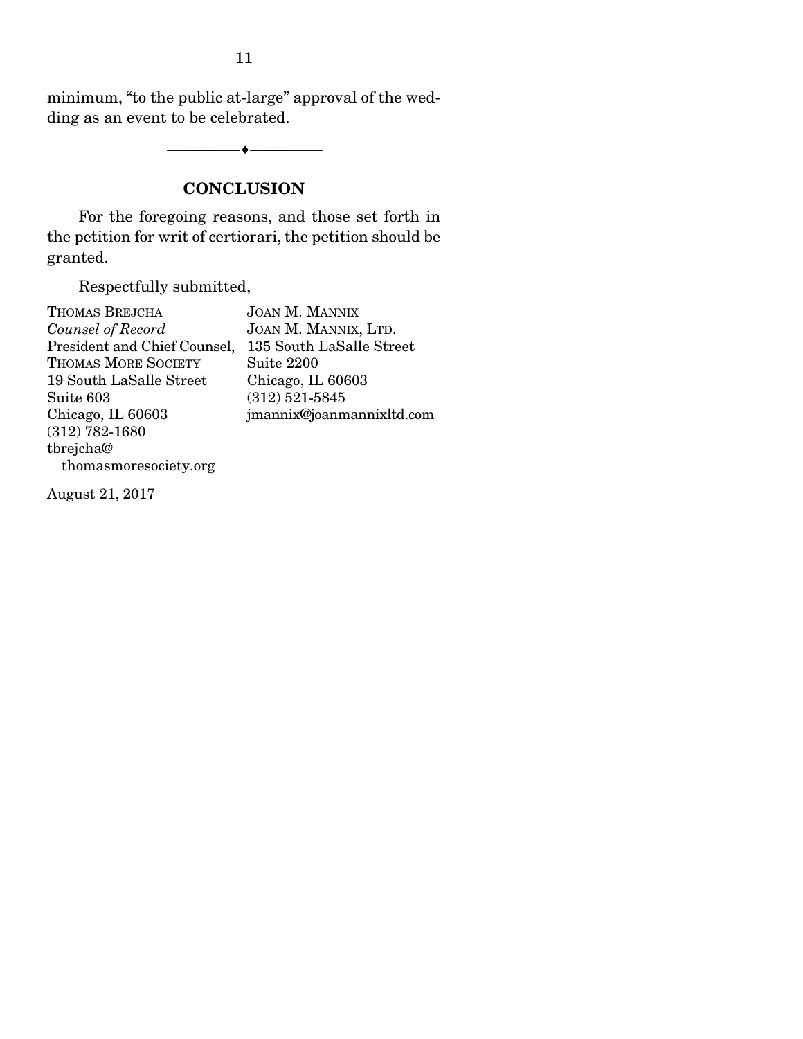minimum, "to the public at-large" approval of the wedding as an event to be celebrated.

---

## CONCLUSION

For the foregoing reasons, and those set forth in the petition for writ of certiorari, the petition should be granted.

Respectfully submitted,

THOMAS BREJCHA
*Counsel of Record*
President and Chief Counsel,
THOMAS MORE SOCIETY
19 South LaSalle Street
Suite 603
Chicago, IL 60603
(312) 782-1680
tbrejcha@thomasmoresociety.org

JOAN M. MANNIX
JOAN M. MANNIX, LTD.
135 South LaSalle Street
Suite 2200
Chicago, IL 60603
(312) 521-5845
jmannix@joanmannixltd.com

August 21, 2017